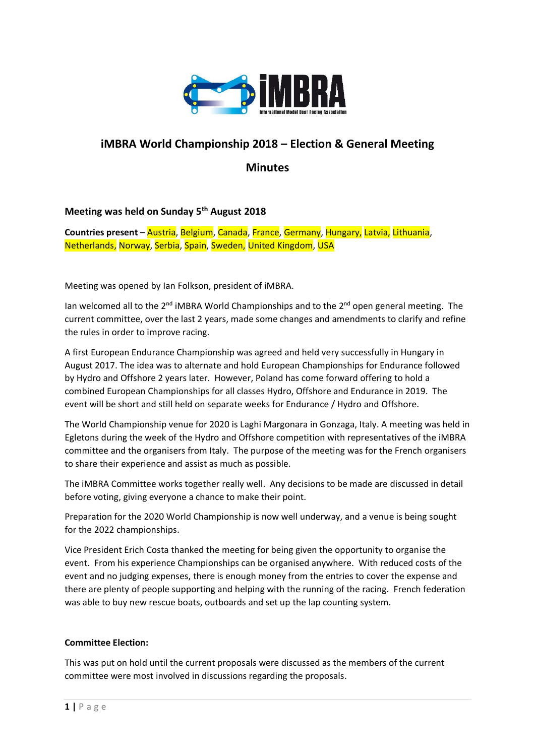# iMBRA World Championship 2018 – Election & General Meeting

## Minutes

### Meeting was held on Sunday 5th August 2018

**Countries present** – Austria, Belgium, Canada, France, Germany, Hungary, Latvia, Lithuania, Netherlands, Norway, Serbia, Spain, Sweden, United Kingdom, USA

Meeting was opened by Ian Folkson, president of iMBRA.

Ian welcomed all to the 2nd iMBRA World Championships and to the 2nd open general meeting. The current committee, over the last 2 years, made some changes and amendments to clarify and refine the rules in order to improve racing.

A first European Endurance Championship was agreed and held very successfully in Hungary in August 2017. The idea was to alternate and hold European Championships for Endurance followed by Hydro and Offshore 2 years later. However, Poland has come forward offering to hold a combined European Championships for all classes Hydro, Offshore and Endurance in 2019. The event will be short and still held on separate weeks for Endurance / Hydro and Offshore.

The World Championship venue for 2020 is Laghi Margonara in Gonzaga, Italy. A meeting was held in Egletons during the week of the Hydro and Offshore competition with representatives of the iMBRA committee and the organisers from Italy. The purpose of the meeting was for the French organisers to share their experience and assist as much as possible.

The iMBRA Committee works together really well. Any decisions to be made are discussed in detail before voting, giving everyone a chance to make their point.

Preparation for the 2020 World Championship is now well underway, and a venue is being sought for the 2022 championships.

Vice President Erich Costa thanked the meeting for being given the opportunity to organise the event. From his experience Championships can be organised anywhere. With reduced costs of the event and no judging expenses, there is enough money from the entries to cover the expense and there are plenty of people supporting and helping with the running of the racing. French federation was able to buy new rescue boats, outboards and set up the lap counting system.

**Committee Election:**

This was put on hold until the current proposals were discussed as the members of the current committee were most involved in discussions regarding the proposals.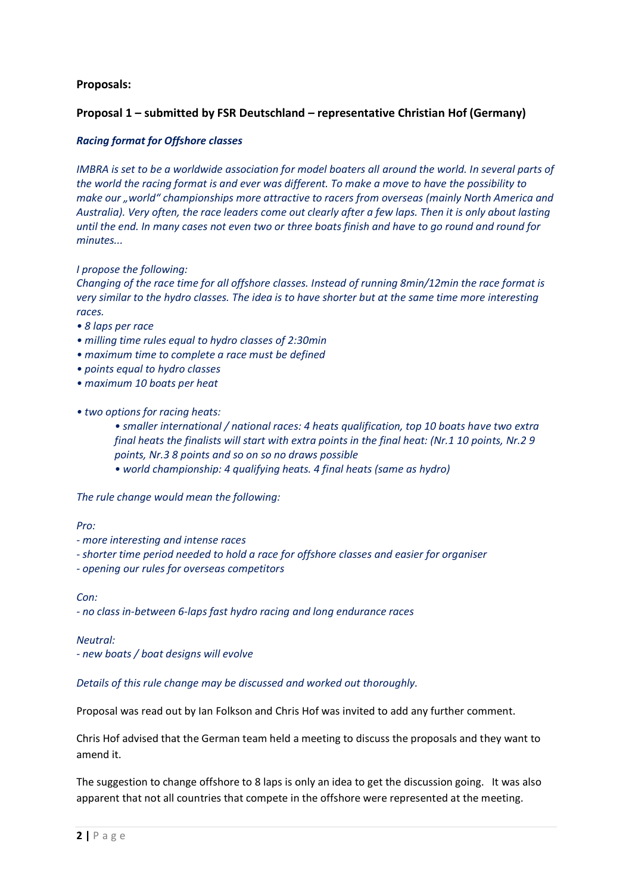**Proposals:**

**Proposal 1 – submitted by FSR Deutschland – representative Christian Hof (Germany)**

***Racing format for Offshore classes***

*IMBRA is set to be a worldwide association for model boaters all around the world. In several parts of the world the racing format is and ever was different. To make a move to have the possibility to make our „world" championships more attractive to racers from overseas (mainly North America and Australia). Very often, the race leaders come out clearly after a few laps. Then it is only about lasting until the end. In many cases not even two or three boats finish and have to go round and round for minutes...*

*I propose the following:*
*Changing of the race time for all offshore classes. Instead of running 8min/12min the race format is very similar to the hydro classes. The idea is to have shorter but at the same time more interesting races.*

- *8 laps per race*
- *milling time rules equal to hydro classes of 2:30min*
- *maximum time to complete a race must be defined*
- *points equal to hydro classes*
- *maximum 10 boats per heat*

- *two options for racing heats:*
  - *smaller international / national races: 4 heats qualification, top 10 boats have two extra final heats the finalists will start with extra points in the final heat: (Nr.1 10 points, Nr.2 9 points, Nr.3 8 points and so on so no draws possible*
  - *world championship: 4 qualifying heats. 4 final heats (same as hydro)*

*The rule change would mean the following:*

*Pro:*
*- more interesting and intense races*
*- shorter time period needed to hold a race for offshore classes and easier for organiser*
*- opening our rules for overseas competitors*

*Con:*
*- no class in-between 6-laps fast hydro racing and long endurance races*

*Neutral:*
*- new boats / boat designs will evolve*

*Details of this rule change may be discussed and worked out thoroughly.*

Proposal was read out by Ian Folkson and Chris Hof was invited to add any further comment.

Chris Hof advised that the German team held a meeting to discuss the proposals and they want to amend it.

The suggestion to change offshore to 8 laps is only an idea to get the discussion going. It was also apparent that not all countries that compete in the offshore were represented at the meeting.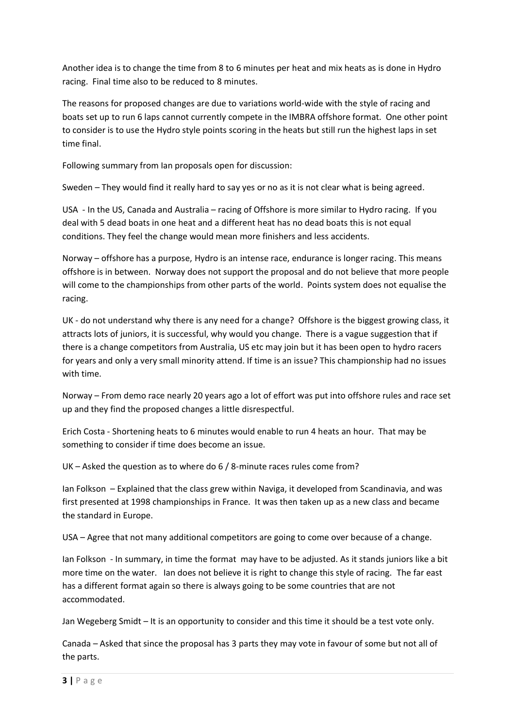Another idea is to change the time from 8 to 6 minutes per heat and mix heats as is done in Hydro racing. Final time also to be reduced to 8 minutes.

The reasons for proposed changes are due to variations world-wide with the style of racing and boats set up to run 6 laps cannot currently compete in the IMBRA offshore format. One other point to consider is to use the Hydro style points scoring in the heats but still run the highest laps in set time final.

Following summary from Ian proposals open for discussion:

Sweden – They would find it really hard to say yes or no as it is not clear what is being agreed.

USA - In the US, Canada and Australia – racing of Offshore is more similar to Hydro racing. If you deal with 5 dead boats in one heat and a different heat has no dead boats this is not equal conditions. They feel the change would mean more finishers and less accidents.

Norway – offshore has a purpose, Hydro is an intense race, endurance is longer racing. This means offshore is in between. Norway does not support the proposal and do not believe that more people will come to the championships from other parts of the world. Points system does not equalise the racing.

UK - do not understand why there is any need for a change? Offshore is the biggest growing class, it attracts lots of juniors, it is successful, why would you change. There is a vague suggestion that if there is a change competitors from Australia, US etc may join but it has been open to hydro racers for years and only a very small minority attend. If time is an issue? This championship had no issues with time.

Norway – From demo race nearly 20 years ago a lot of effort was put into offshore rules and race set up and they find the proposed changes a little disrespectful.

Erich Costa - Shortening heats to 6 minutes would enable to run 4 heats an hour. That may be something to consider if time does become an issue.

UK – Asked the question as to where do 6 / 8-minute races rules come from?

Ian Folkson – Explained that the class grew within Naviga, it developed from Scandinavia, and was first presented at 1998 championships in France. It was then taken up as a new class and became the standard in Europe.

USA – Agree that not many additional competitors are going to come over because of a change.

Ian Folkson - In summary, in time the format may have to be adjusted. As it stands juniors like a bit more time on the water. Ian does not believe it is right to change this style of racing. The far east has a different format again so there is always going to be some countries that are not accommodated.

Jan Wegeberg Smidt – It is an opportunity to consider and this time it should be a test vote only.

Canada – Asked that since the proposal has 3 parts they may vote in favour of some but not all of the parts.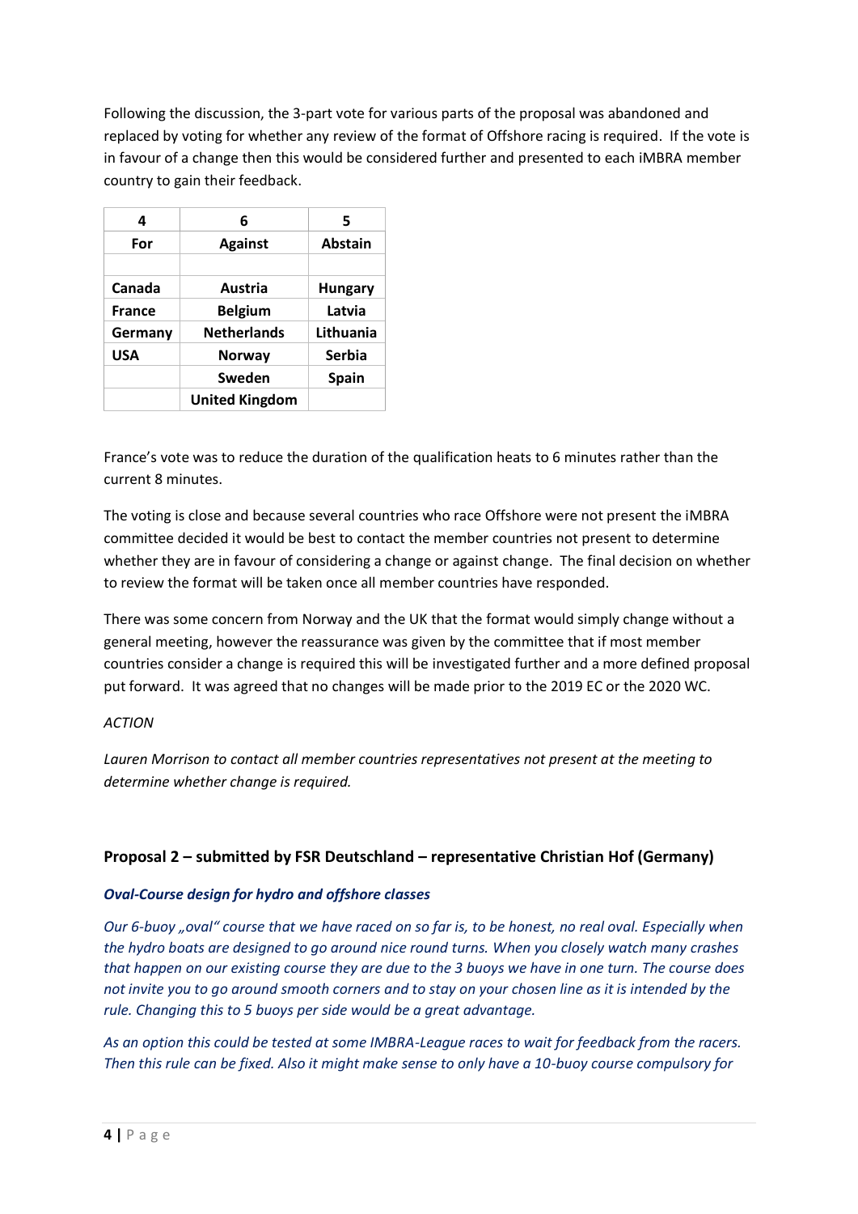Following the discussion, the 3-part vote for various parts of the proposal was abandoned and replaced by voting for whether any review of the format of Offshore racing is required. If the vote is in favour of a change then this would be considered further and presented to each iMBRA member country to gain their feedback.

| 4 | 6 | 5 |
|---|---|---|
| **For** | **Against** | **Abstain** |
| | | |
| Canada | Austria | Hungary |
| France | Belgium | Latvia |
| Germany | Netherlands | Lithuania |
| USA | Norway | Serbia |
| | Sweden | Spain |
| | United Kingdom | |

France's vote was to reduce the duration of the qualification heats to 6 minutes rather than the current 8 minutes.

The voting is close and because several countries who race Offshore were not present the iMBRA committee decided it would be best to contact the member countries not present to determine whether they are in favour of considering a change or against change. The final decision on whether to review the format will be taken once all member countries have responded.

There was some concern from Norway and the UK that the format would simply change without a general meeting, however the reassurance was given by the committee that if most member countries consider a change is required this will be investigated further and a more defined proposal put forward. It was agreed that no changes will be made prior to the 2019 EC or the 2020 WC.

*ACTION*

*Lauren Morrison to contact all member countries representatives not present at the meeting to determine whether change is required.*

### Proposal 2 – submitted by FSR Deutschland – representative Christian Hof (Germany)

***Oval-Course design for hydro and offshore classes***

*Our 6-buoy „oval" course that we have raced on so far is, to be honest, no real oval. Especially when the hydro boats are designed to go around nice round turns. When you closely watch many crashes that happen on our existing course they are due to the 3 buoys we have in one turn. The course does not invite you to go around smooth corners and to stay on your chosen line as it is intended by the rule. Changing this to 5 buoys per side would be a great advantage.*

*As an option this could be tested at some IMBRA-League races to wait for feedback from the racers. Then this rule can be fixed. Also it might make sense to only have a 10-buoy course compulsory for*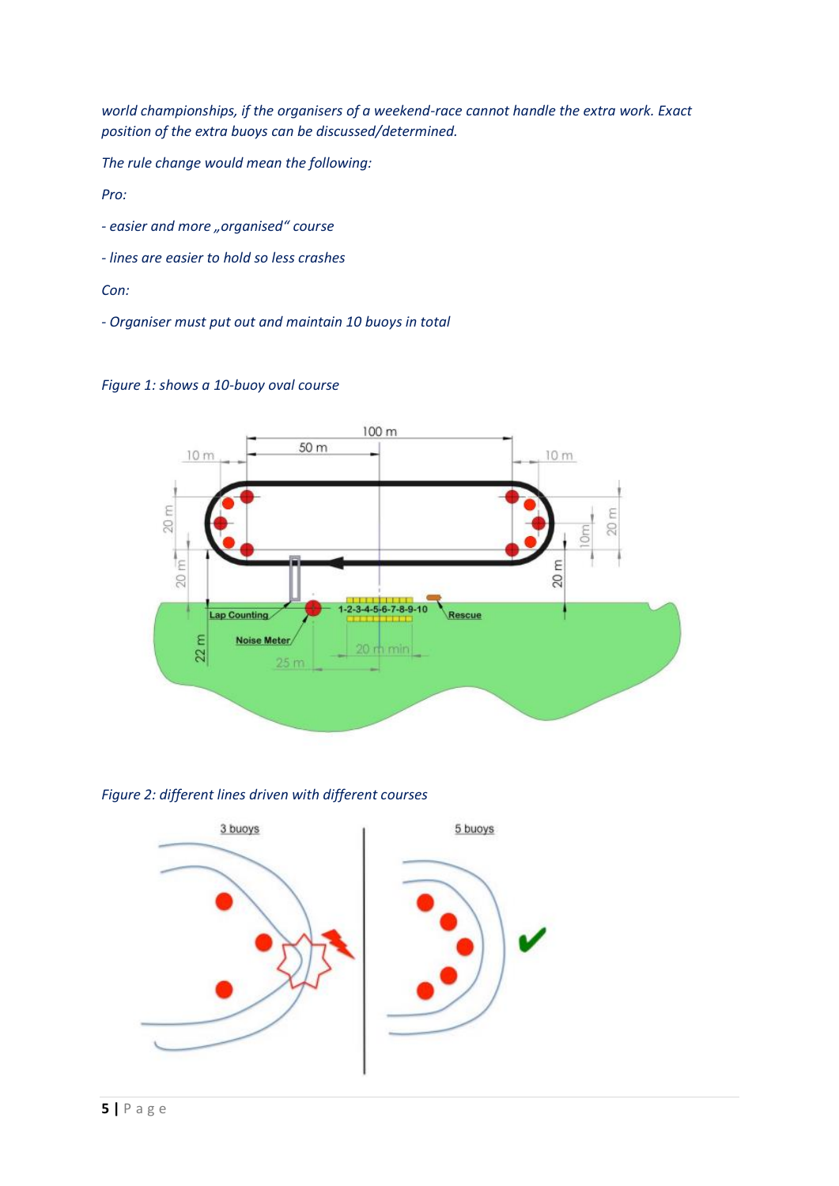*world championships, if the organisers of a weekend-race cannot handle the extra work. Exact position of the extra buoys can be discussed/determined.*

*The rule change would mean the following:*

*Pro:*

*- easier and more „organised" course*

*- lines are easier to hold so less crashes*

*Con:*

*- Organiser must put out and maintain 10 buoys in total*

*Figure 1: shows a 10-buoy oval course*

*Figure 2: different lines driven with different courses*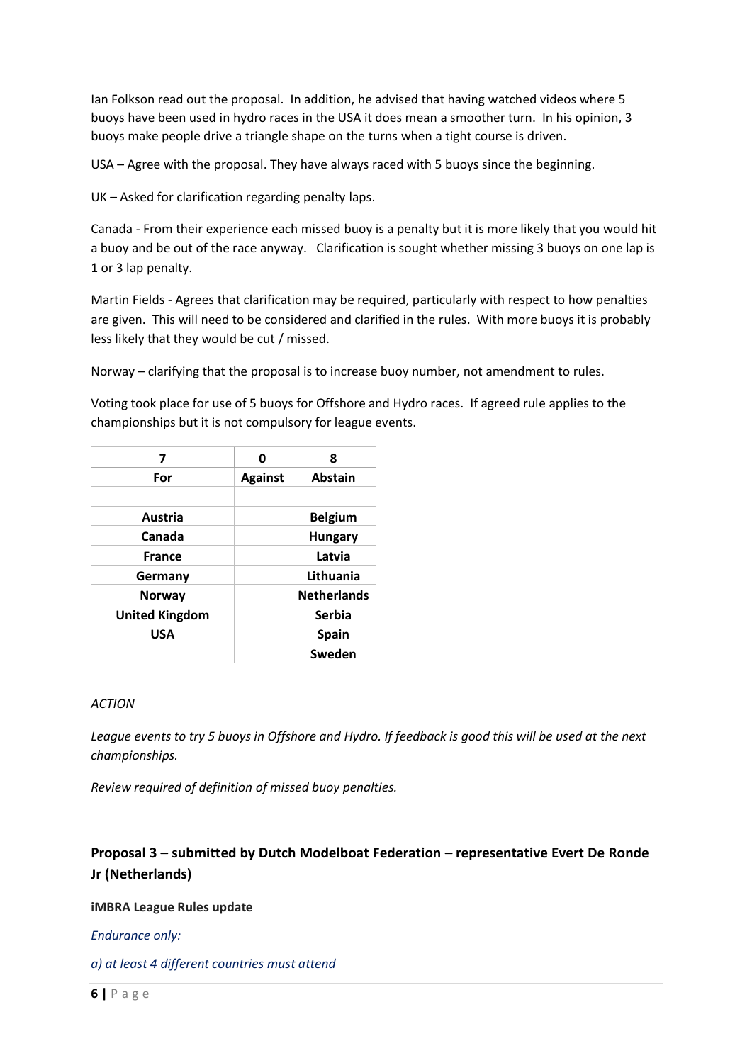Ian Folkson read out the proposal. In addition, he advised that having watched videos where 5 buoys have been used in hydro races in the USA it does mean a smoother turn. In his opinion, 3 buoys make people drive a triangle shape on the turns when a tight course is driven.

USA – Agree with the proposal. They have always raced with 5 buoys since the beginning.

UK – Asked for clarification regarding penalty laps.

Canada - From their experience each missed buoy is a penalty but it is more likely that you would hit a buoy and be out of the race anyway. Clarification is sought whether missing 3 buoys on one lap is 1 or 3 lap penalty.

Martin Fields - Agrees that clarification may be required, particularly with respect to how penalties are given. This will need to be considered and clarified in the rules. With more buoys it is probably less likely that they would be cut / missed.

Norway – clarifying that the proposal is to increase buoy number, not amendment to rules.

Voting took place for use of 5 buoys for Offshore and Hydro races. If agreed rule applies to the championships but it is not compulsory for league events.

| 7 | 0 | 8 |
|---|---|---|
| **For** | **Against** | **Abstain** |
| | | |
| **Austria** | | **Belgium** |
| **Canada** | | **Hungary** |
| **France** | | **Latvia** |
| **Germany** | | **Lithuania** |
| **Norway** | | **Netherlands** |
| **United Kingdom** | | **Serbia** |
| **USA** | | **Spain** |
| | | **Sweden** |

*ACTION*

*League events to try 5 buoys in Offshore and Hydro. If feedback is good this will be used at the next championships.*

*Review required of definition of missed buoy penalties.*

## Proposal 3 – submitted by Dutch Modelboat Federation – representative Evert De Ronde Jr (Netherlands)

**iMBRA League Rules update**

*Endurance only:*

*a) at least 4 different countries must attend*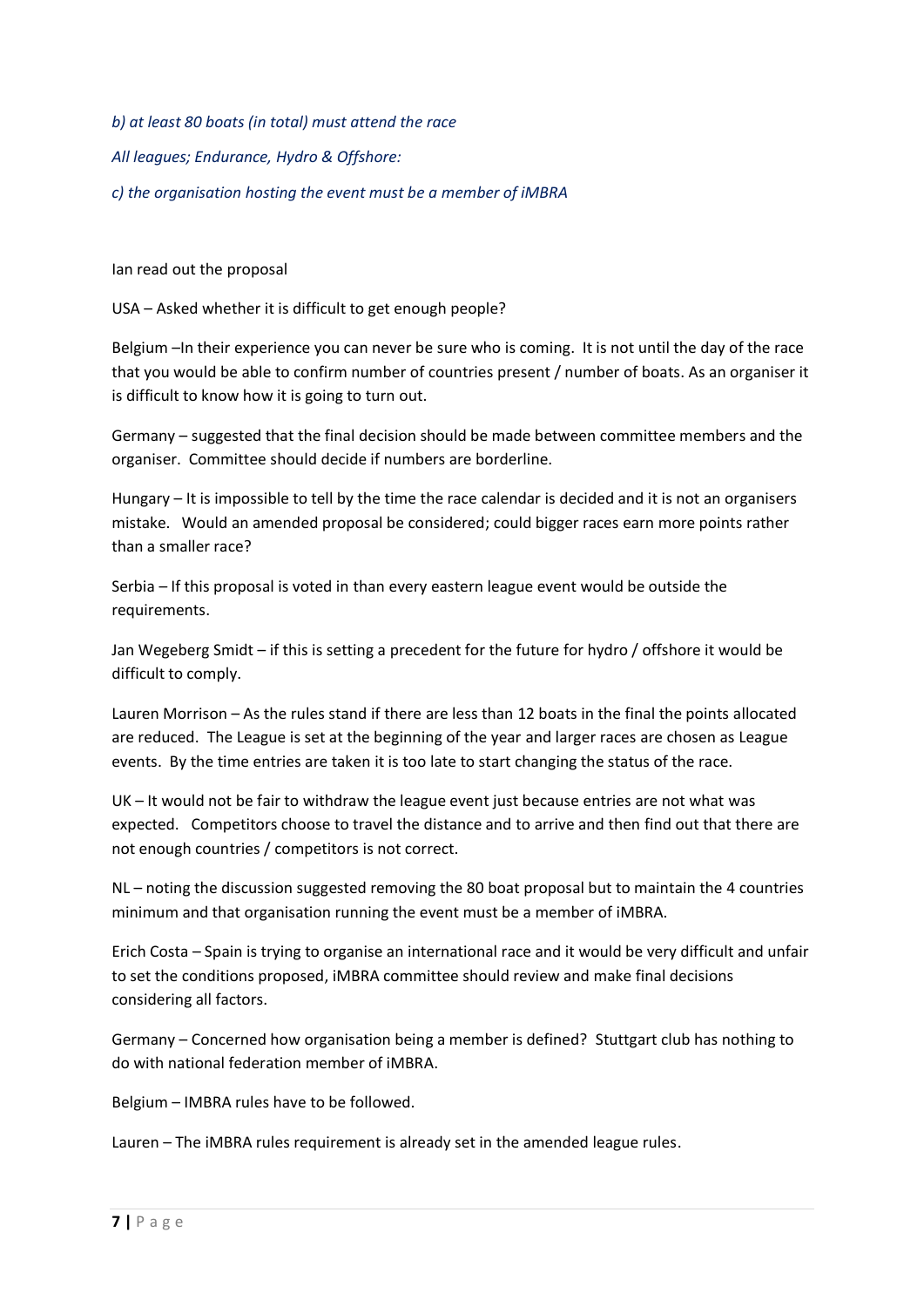*b) at least 80 boats (in total) must attend the race*

*All leagues; Endurance, Hydro & Offshore:*

*c) the organisation hosting the event must be a member of iMBRA*

Ian read out the proposal

USA – Asked whether it is difficult to get enough people?

Belgium –In their experience you can never be sure who is coming. It is not until the day of the race that you would be able to confirm number of countries present / number of boats. As an organiser it is difficult to know how it is going to turn out.

Germany – suggested that the final decision should be made between committee members and the organiser. Committee should decide if numbers are borderline.

Hungary – It is impossible to tell by the time the race calendar is decided and it is not an organisers mistake. Would an amended proposal be considered; could bigger races earn more points rather than a smaller race?

Serbia – If this proposal is voted in than every eastern league event would be outside the requirements.

Jan Wegeberg Smidt – if this is setting a precedent for the future for hydro / offshore it would be difficult to comply.

Lauren Morrison – As the rules stand if there are less than 12 boats in the final the points allocated are reduced. The League is set at the beginning of the year and larger races are chosen as League events. By the time entries are taken it is too late to start changing the status of the race.

UK – It would not be fair to withdraw the league event just because entries are not what was expected. Competitors choose to travel the distance and to arrive and then find out that there are not enough countries / competitors is not correct.

NL – noting the discussion suggested removing the 80 boat proposal but to maintain the 4 countries minimum and that organisation running the event must be a member of iMBRA.

Erich Costa – Spain is trying to organise an international race and it would be very difficult and unfair to set the conditions proposed, iMBRA committee should review and make final decisions considering all factors.

Germany – Concerned how organisation being a member is defined? Stuttgart club has nothing to do with national federation member of iMBRA.

Belgium – IMBRA rules have to be followed.

Lauren – The iMBRA rules requirement is already set in the amended league rules.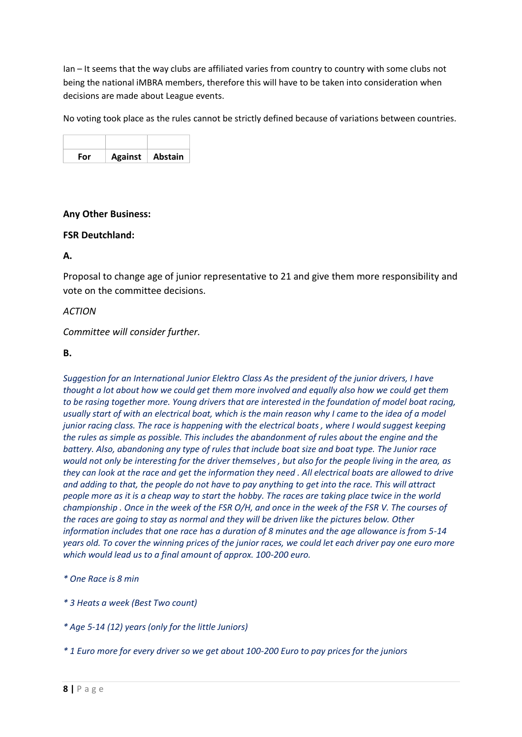Ian – It seems that the way clubs are affiliated varies from country to country with some clubs not being the national iMBRA members, therefore this will have to be taken into consideration when decisions are made about League events.

No voting took place as the rules cannot be strictly defined because of variations between countries.

| | | |
|---|---|---|
| **For** | **Against** | **Abstain** |

**Any Other Business:**

**FSR Deutchland:**

**A.**

Proposal to change age of junior representative to 21 and give them more responsibility and vote on the committee decisions.

*ACTION*

*Committee will consider further.*

**B.**

*Suggestion for an International Junior Elektro Class As the president of the junior drivers, I have thought a lot about how we could get them more involved and equally also how we could get them to be rasing together more. Young drivers that are interested in the foundation of model boat racing, usually start of with an electrical boat, which is the main reason why I came to the idea of a model junior racing class. The race is happening with the electrical boats , where I would suggest keeping the rules as simple as possible. This includes the abandonment of rules about the engine and the battery. Also, abandoning any type of rules that include boat size and boat type. The Junior race would not only be interesting for the driver themselves , but also for the people living in the area, as they can look at the race and get the information they need . All electrical boats are allowed to drive and adding to that, the people do not have to pay anything to get into the race. This will attract people more as it is a cheap way to start the hobby. The races are taking place twice in the world championship . Once in the week of the FSR O/H, and once in the week of the FSR V. The courses of the races are going to stay as normal and they will be driven like the pictures below. Other information includes that one race has a duration of 8 minutes and the age allowance is from 5-14 years old. To cover the winning prices of the junior races, we could let each driver pay one euro more which would lead us to a final amount of approx. 100-200 euro.*

*\* One Race is 8 min*

*\* 3 Heats a week (Best Two count)*

*\* Age 5-14 (12) years (only for the little Juniors)*

*\* 1 Euro more for every driver so we get about 100-200 Euro to pay prices for the juniors*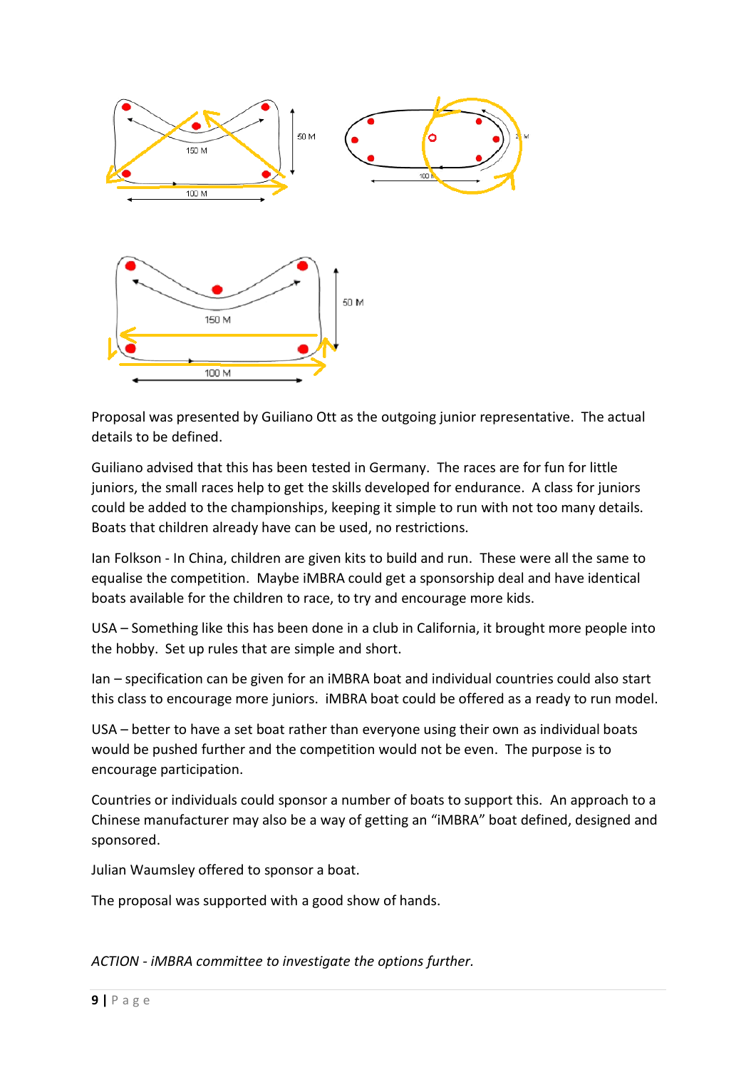Proposal was presented by Guiliano Ott as the outgoing junior representative. The actual details to be defined.

Guiliano advised that this has been tested in Germany. The races are for fun for little juniors, the small races help to get the skills developed for endurance. A class for juniors could be added to the championships, keeping it simple to run with not too many details. Boats that children already have can be used, no restrictions.

Ian Folkson - In China, children are given kits to build and run. These were all the same to equalise the competition. Maybe iMBRA could get a sponsorship deal and have identical boats available for the children to race, to try and encourage more kids.

USA – Something like this has been done in a club in California, it brought more people into the hobby. Set up rules that are simple and short.

Ian – specification can be given for an iMBRA boat and individual countries could also start this class to encourage more juniors. iMBRA boat could be offered as a ready to run model.

USA – better to have a set boat rather than everyone using their own as individual boats would be pushed further and the competition would not be even. The purpose is to encourage participation.

Countries or individuals could sponsor a number of boats to support this. An approach to a Chinese manufacturer may also be a way of getting an "iMBRA" boat defined, designed and sponsored.

Julian Waumsley offered to sponsor a boat.

The proposal was supported with a good show of hands.

*ACTION - iMBRA committee to investigate the options further.*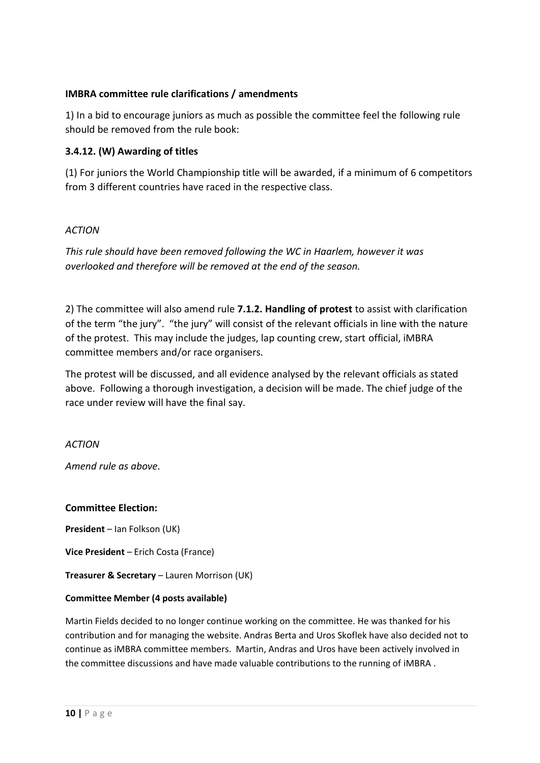**IMBRA committee rule clarifications / amendments**

1) In a bid to encourage juniors as much as possible the committee feel the following rule should be removed from the rule book:

**3.4.12. (W) Awarding of titles**

(1) For juniors the World Championship title will be awarded, if a minimum of 6 competitors from 3 different countries have raced in the respective class.

*ACTION*

*This rule should have been removed following the WC in Haarlem, however it was overlooked and therefore will be removed at the end of the season.*

2) The committee will also amend rule **7.1.2. Handling of protest** to assist with clarification of the term "the jury". "the jury" will consist of the relevant officials in line with the nature of the protest. This may include the judges, lap counting crew, start official, iMBRA committee members and/or race organisers.

The protest will be discussed, and all evidence analysed by the relevant officials as stated above. Following a thorough investigation, a decision will be made. The chief judge of the race under review will have the final say.

*ACTION*

*Amend rule as above.*

**Committee Election:**

**President** – Ian Folkson (UK)

**Vice President** – Erich Costa (France)

**Treasurer & Secretary** – Lauren Morrison (UK)

**Committee Member (4 posts available)**

Martin Fields decided to no longer continue working on the committee. He was thanked for his contribution and for managing the website. Andras Berta and Uros Skoflek have also decided not to continue as iMBRA committee members. Martin, Andras and Uros have been actively involved in the committee discussions and have made valuable contributions to the running of iMBRA .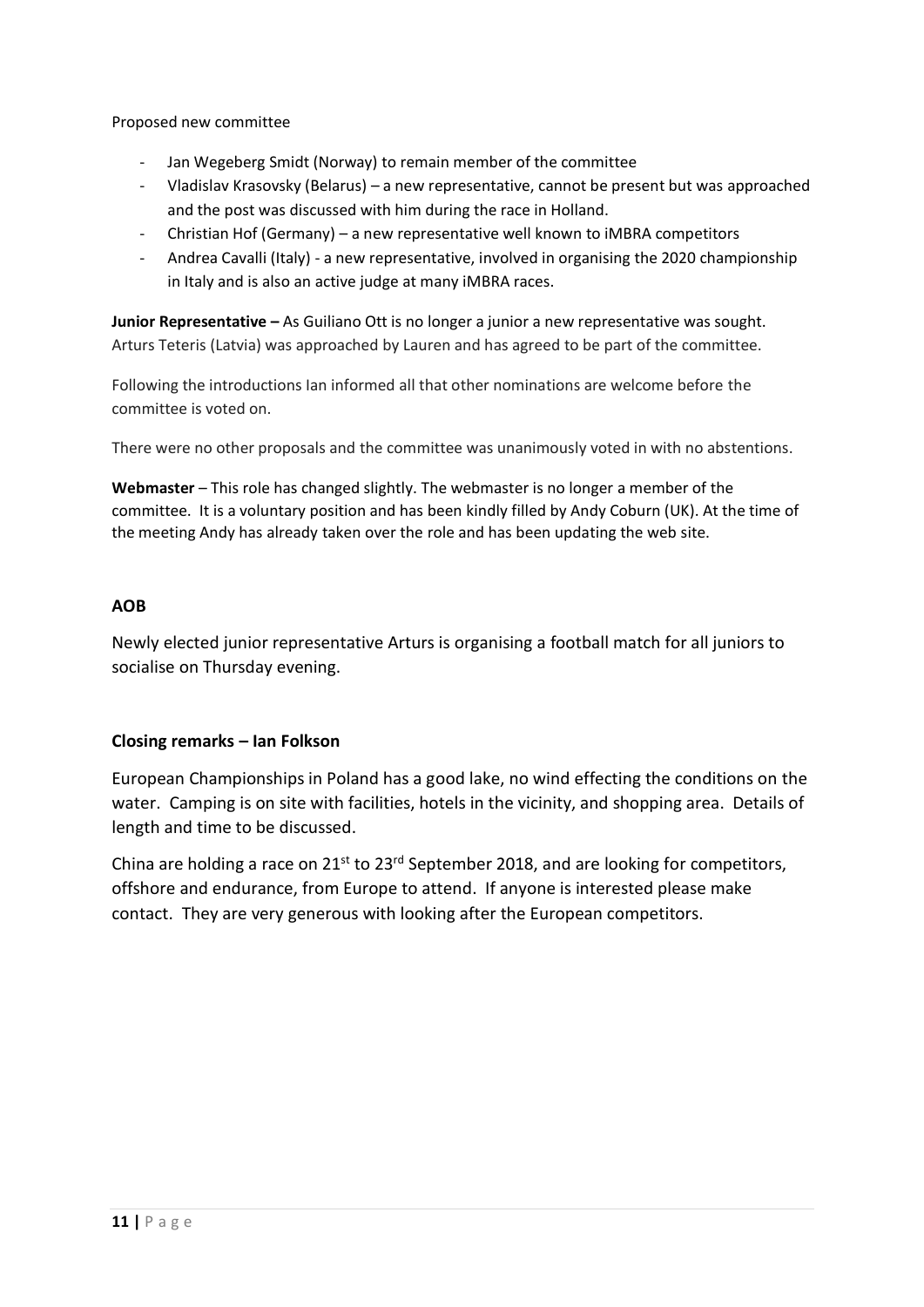Proposed new committee

- Jan Wegeberg Smidt (Norway) to remain member of the committee
- Vladislav Krasovsky (Belarus) – a new representative, cannot be present but was approached and the post was discussed with him during the race in Holland.
- Christian Hof (Germany) – a new representative well known to iMBRA competitors
- Andrea Cavalli (Italy) - a new representative, involved in organising the 2020 championship in Italy and is also an active judge at many iMBRA races.

**Junior Representative –** As Guiliano Ott is no longer a junior a new representative was sought. Arturs Teteris (Latvia) was approached by Lauren and has agreed to be part of the committee.

Following the introductions Ian informed all that other nominations are welcome before the committee is voted on.

There were no other proposals and the committee was unanimously voted in with no abstentions.

**Webmaster** – This role has changed slightly. The webmaster is no longer a member of the committee. It is a voluntary position and has been kindly filled by Andy Coburn (UK). At the time of the meeting Andy has already taken over the role and has been updating the web site.

## AOB

Newly elected junior representative Arturs is organising a football match for all juniors to socialise on Thursday evening.

## Closing remarks – Ian Folkson

European Championships in Poland has a good lake, no wind effecting the conditions on the water. Camping is on site with facilities, hotels in the vicinity, and shopping area. Details of length and time to be discussed.

China are holding a race on 21st to 23rd September 2018, and are looking for competitors, offshore and endurance, from Europe to attend. If anyone is interested please make contact. They are very generous with looking after the European competitors.